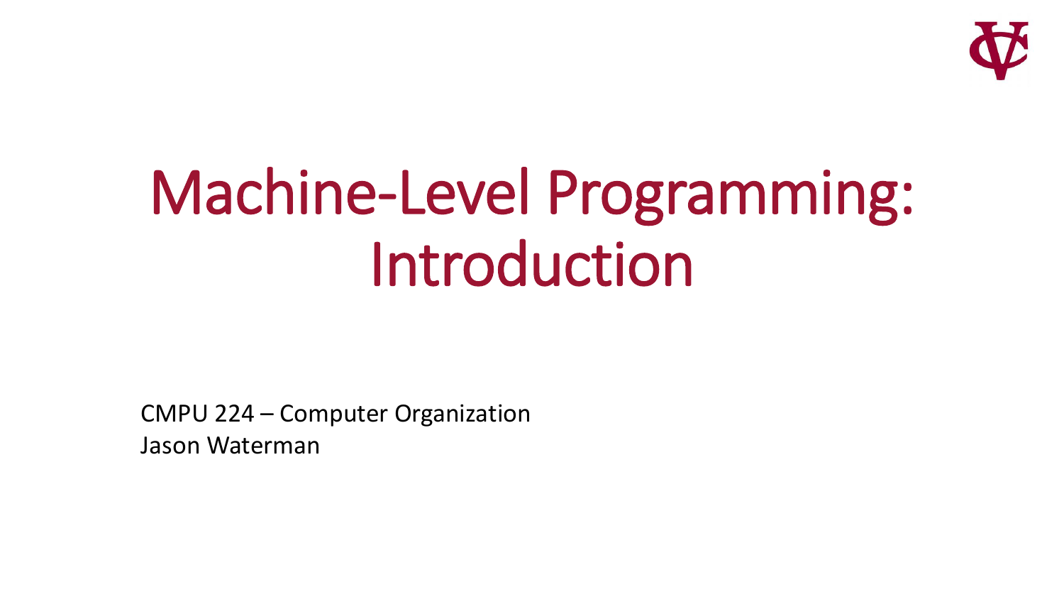# Machine-Level Programming: Introduction

CMPU 224 – Computer Organization
Jason Waterman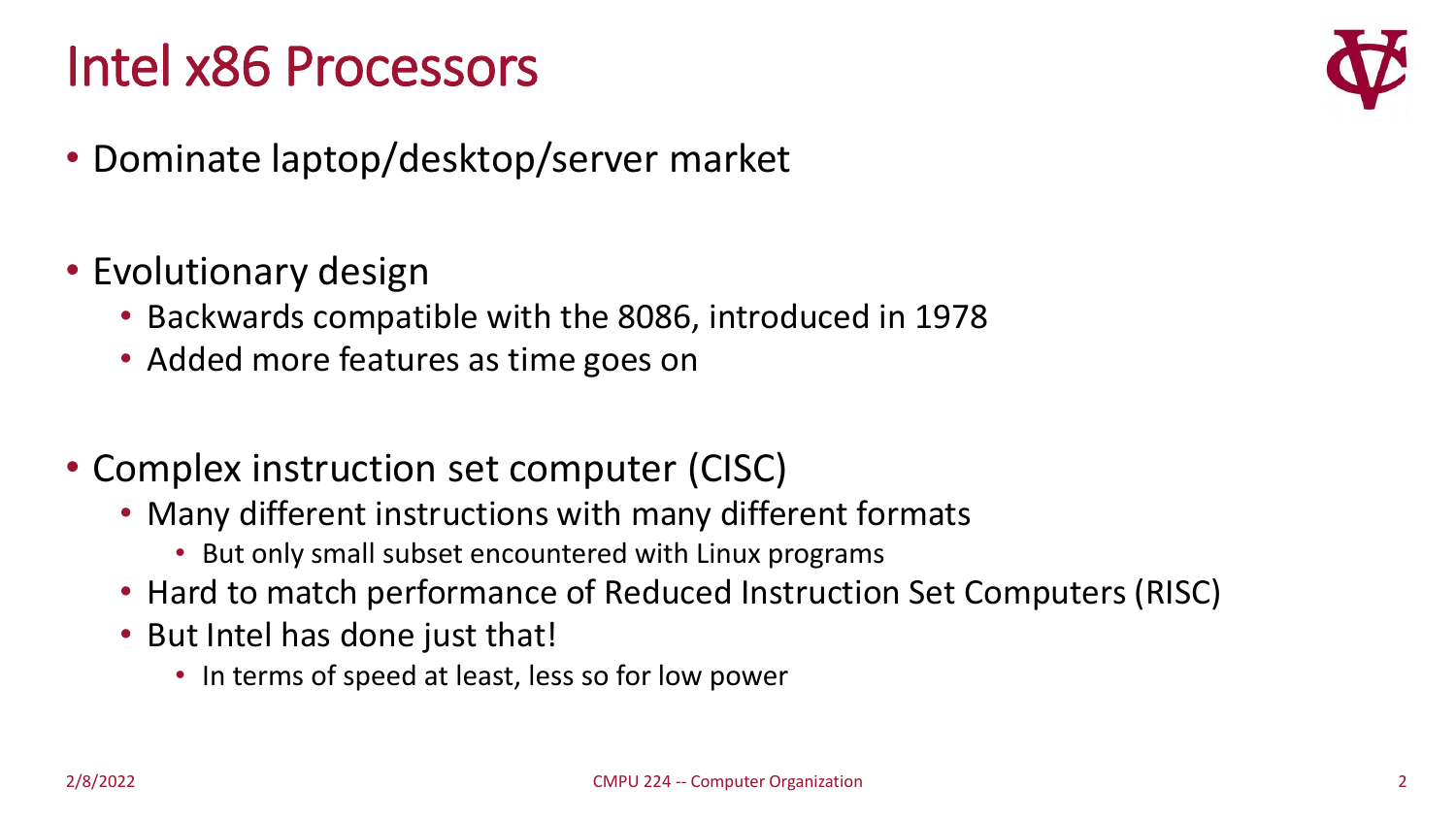# Intel x86 Processors

- Dominate laptop/desktop/server market
- Evolutionary design
  - Backwards compatible with the 8086, introduced in 1978
  - Added more features as time goes on
- Complex instruction set computer (CISC)
  - Many different instructions with many different formats
    - But only small subset encountered with Linux programs
  - Hard to match performance of Reduced Instruction Set Computers (RISC)
  - But Intel has done just that!
    - In terms of speed at least, less so for low power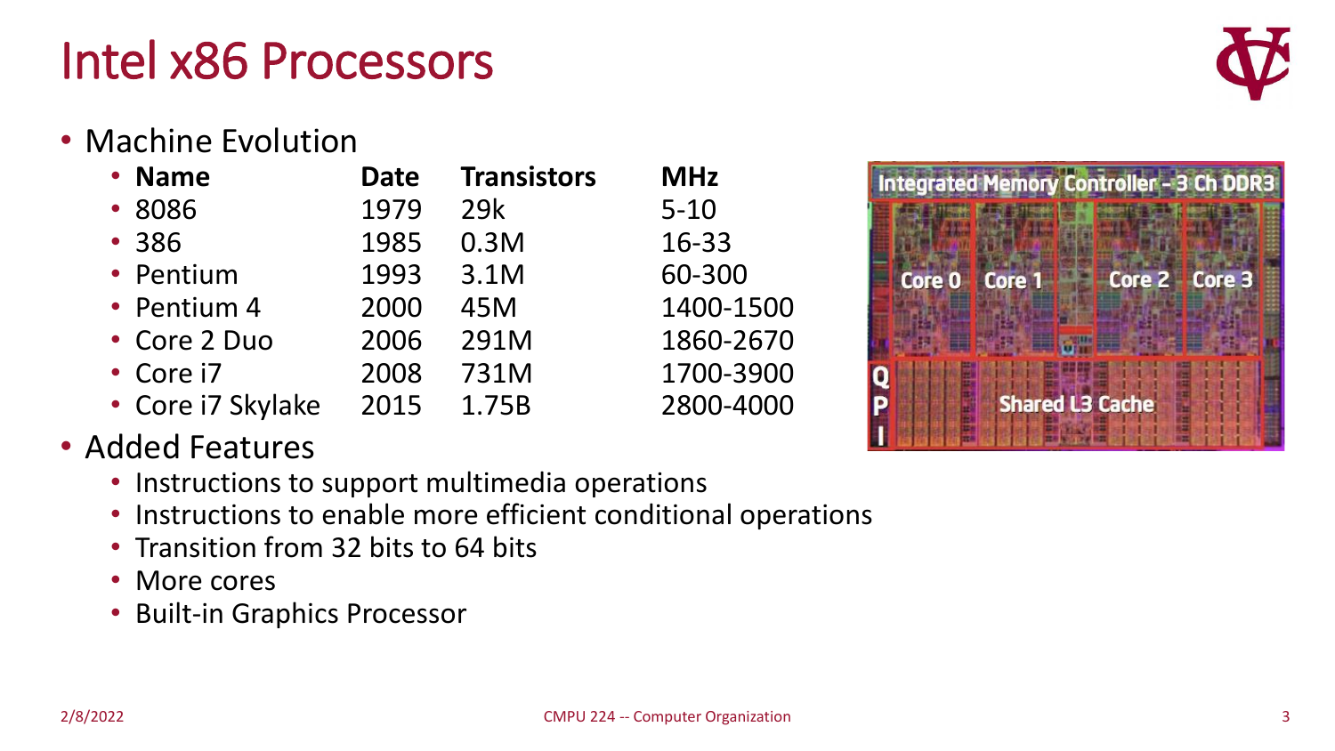# Intel x86 Processors

- Machine Evolution

| Name | Date | Transistors | MHz |
|---|---|---|---|
| 8086 | 1979 | 29k | 5-10 |
| 386 | 1985 | 0.3M | 16-33 |
| Pentium | 1993 | 3.1M | 60-300 |
| Pentium 4 | 2000 | 45M | 1400-1500 |
| Core 2 Duo | 2006 | 291M | 1860-2670 |
| Core i7 | 2008 | 731M | 1700-3900 |
| Core i7 Skylake | 2015 | 1.75B | 2800-4000 |

- Added Features
  - Instructions to support multimedia operations
  - Instructions to enable more efficient conditional operations
  - Transition from 32 bits to 64 bits
  - More cores
  - Built-in Graphics Processor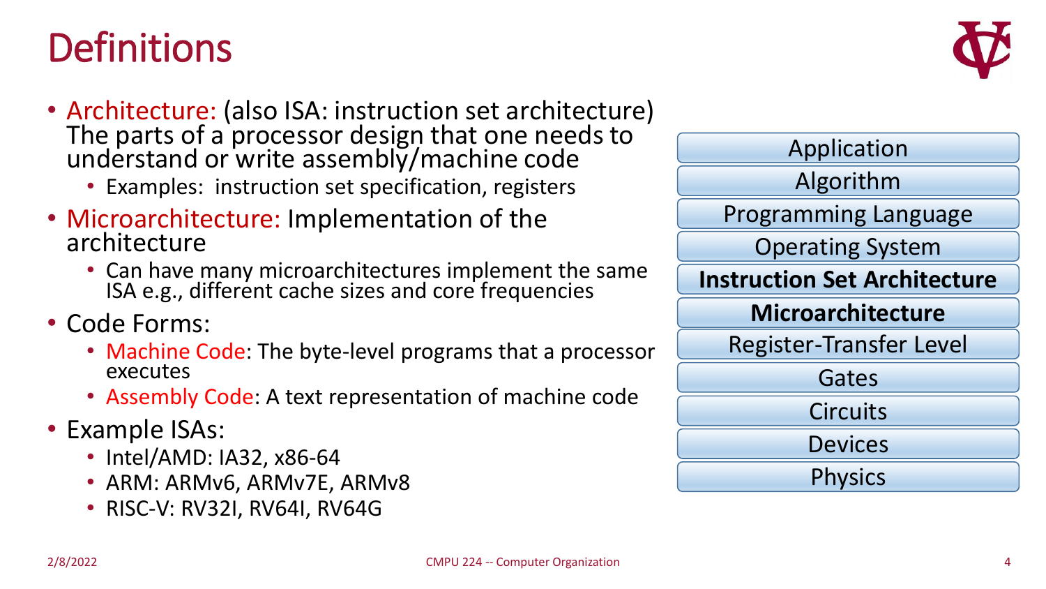# Definitions

- Architecture: (also ISA: instruction set architecture) The parts of a processor design that one needs to understand or write assembly/machine code
  - Examples: instruction set specification, registers
- Microarchitecture: Implementation of the architecture
  - Can have many microarchitectures implement the same ISA e.g., different cache sizes and core frequencies
- Code Forms:
  - Machine Code: The byte-level programs that a processor executes
  - Assembly Code: A text representation of machine code
- Example ISAs:
  - Intel/AMD: IA32, x86-64
  - ARM: ARMv6, ARMv7E, ARMv8
  - RISC-V: RV32I, RV64I, RV64G

| |
|---|
| Application |
| Algorithm |
| Programming Language |
| Operating System |
| **Instruction Set Architecture** |
| **Microarchitecture** |
| Register-Transfer Level |
| Gates |
| Circuits |
| Devices |
| Physics |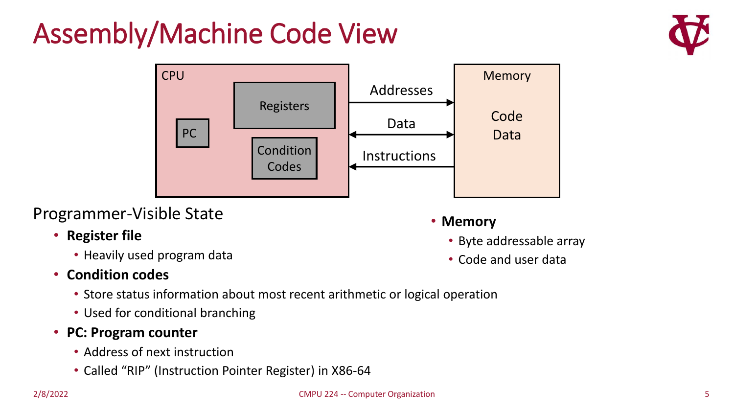# Assembly/Machine Code View

CPU

PC

Registers

Condition Codes

Addresses

Data

Instructions

Memory

Code
Data

Programmer-Visible State

- **Register file**
  - Heavily used program data
- **Condition codes**
  - Store status information about most recent arithmetic or logical operation
  - Used for conditional branching
- **PC: Program counter**
  - Address of next instruction
  - Called "RIP" (Instruction Pointer Register) in X86-64

- **Memory**
  - Byte addressable array
  - Code and user data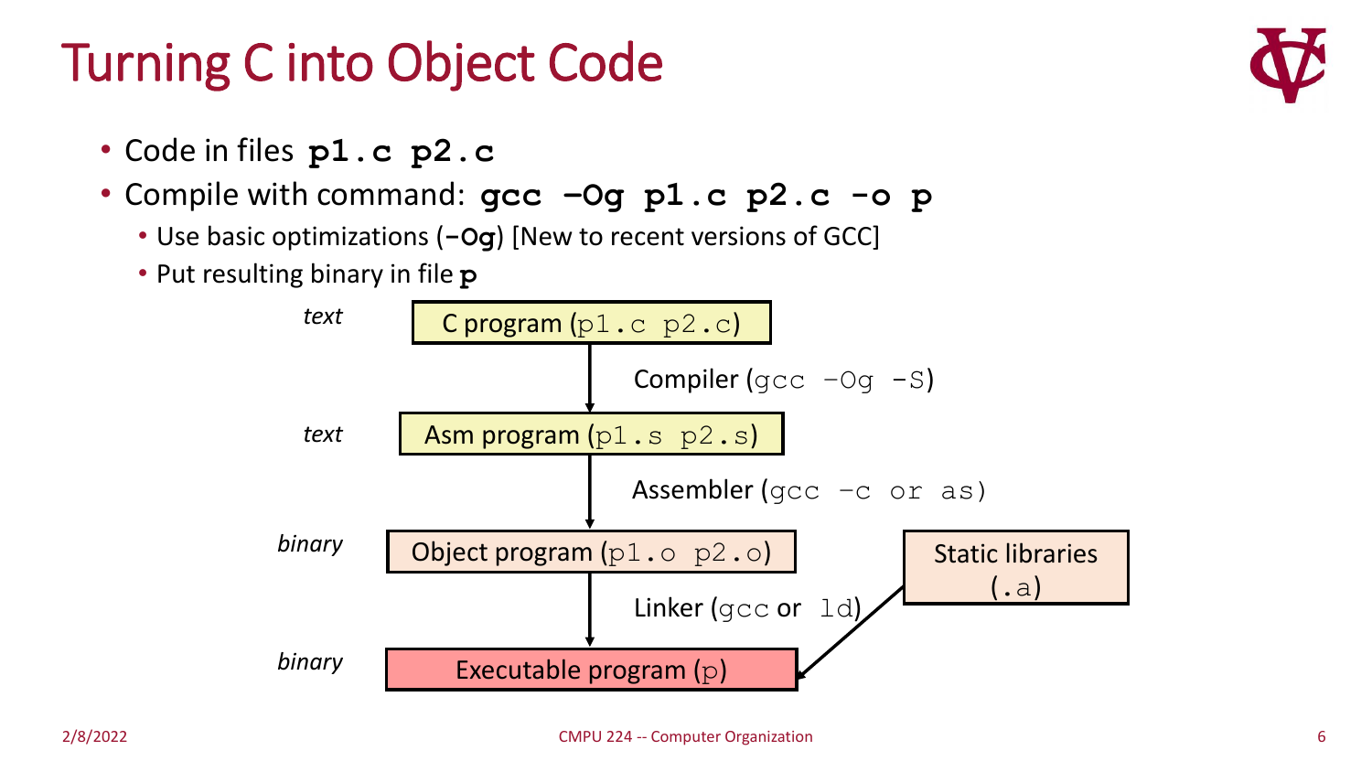# Turning C into Object Code

- Code in files **`p1.c p2.c`**
- Compile with command: **`gcc –Og p1.c p2.c -o p`**
  - Use basic optimizations (**`-Og`**) [New to recent versions of GCC]
  - Put resulting binary in file **`p`**

*text* — C program (`p1.c p2.c`)

↓ Compiler (`gcc –Og -S`)

*text* — Asm program (`p1.s p2.s`)

↓ Assembler (`gcc –c or as`)

*binary* — Object program (`p1.o p2.o`)

↓ Linker (`gcc` or `ld`) ← Static libraries (`.a`)

*binary* — Executable program (`p`)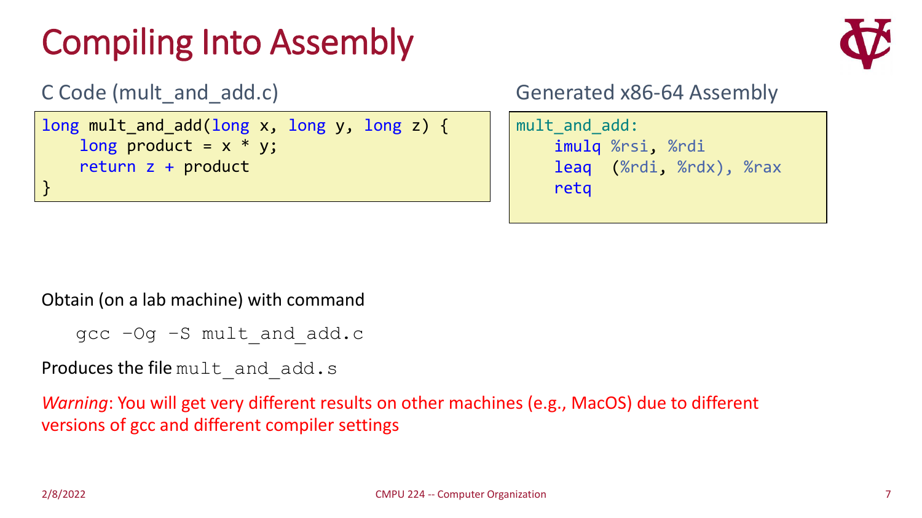# Compiling Into Assembly

C Code (mult_and_add.c)

```c
long mult_and_add(long x, long y, long z) {
    long product = x * y;
    return z + product
}
```

Generated x86-64 Assembly

```
mult_and_add:
    imulq %rsi, %rdi
    leaq  (%rdi, %rdx), %rax
    retq
```

Obtain (on a lab machine) with command

```
gcc -Og -S mult_and_add.c
```

Produces the file `mult_and_add.s`

*Warning*: You will get very different results on other machines (e.g., MacOS) due to different versions of gcc and different compiler settings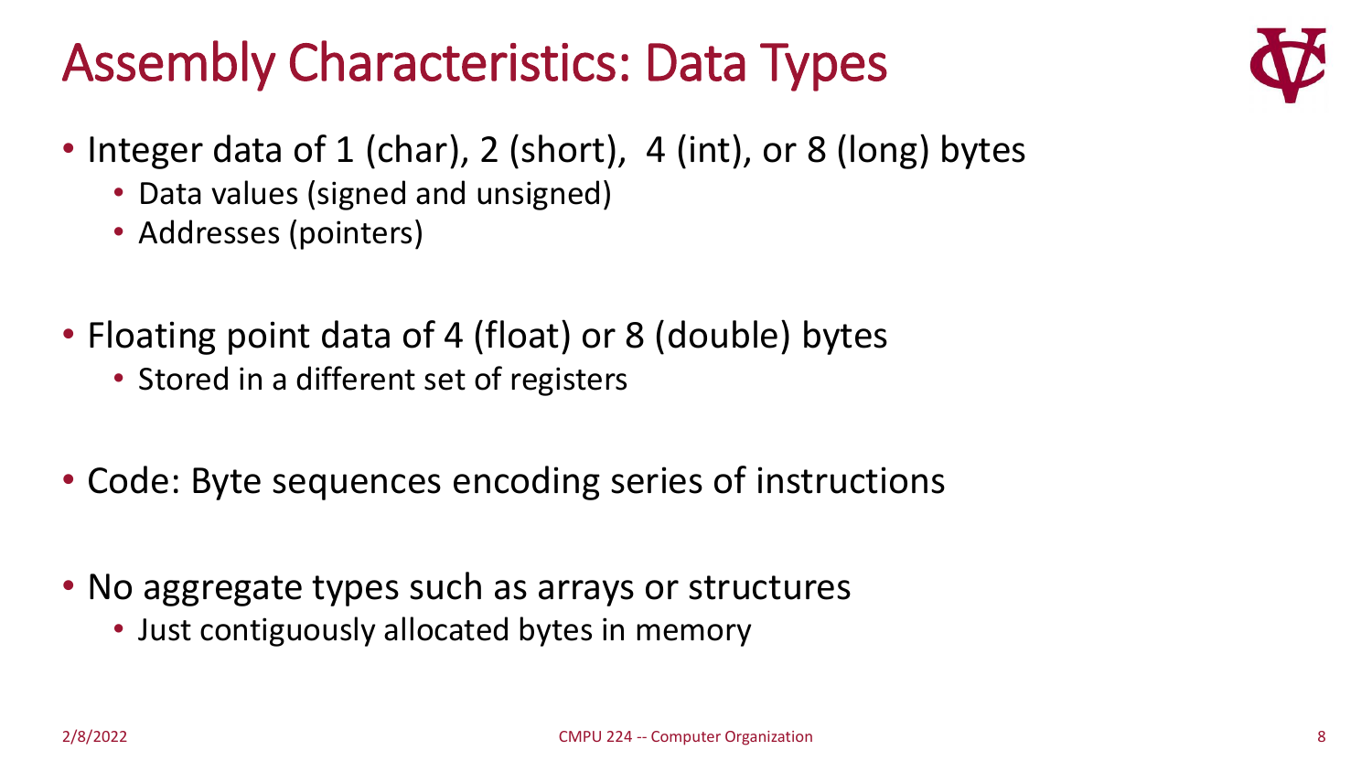# Assembly Characteristics: Data Types

- Integer data of 1 (char), 2 (short), 4 (int), or 8 (long) bytes
  - Data values (signed and unsigned)
  - Addresses (pointers)

- Floating point data of 4 (float) or 8 (double) bytes
  - Stored in a different set of registers

- Code: Byte sequences encoding series of instructions

- No aggregate types such as arrays or structures
  - Just contiguously allocated bytes in memory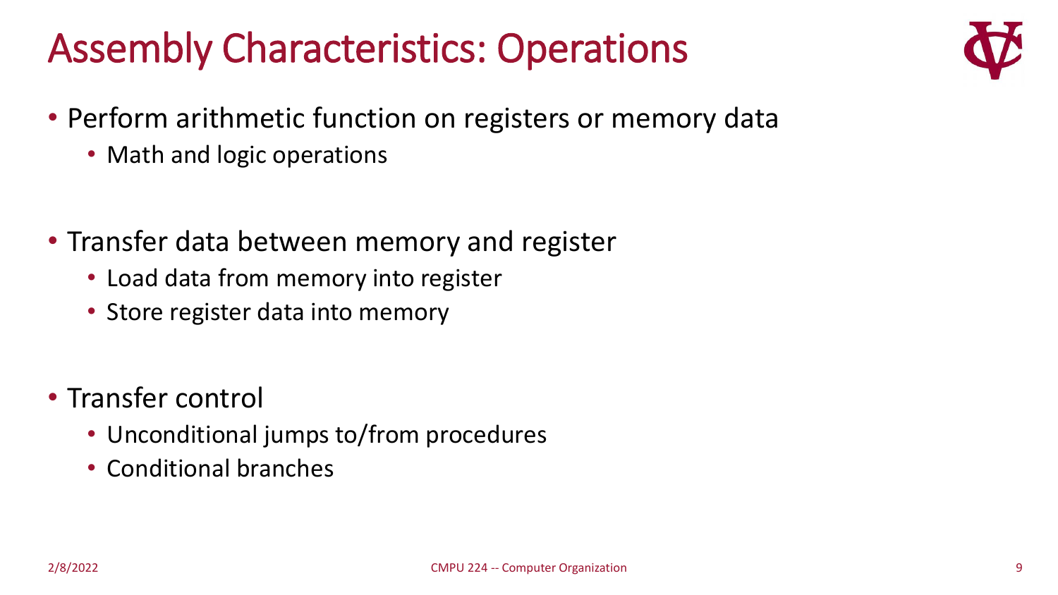# Assembly Characteristics: Operations

- Perform arithmetic function on registers or memory data
  - Math and logic operations

- Transfer data between memory and register
  - Load data from memory into register
  - Store register data into memory

- Transfer control
  - Unconditional jumps to/from procedures
  - Conditional branches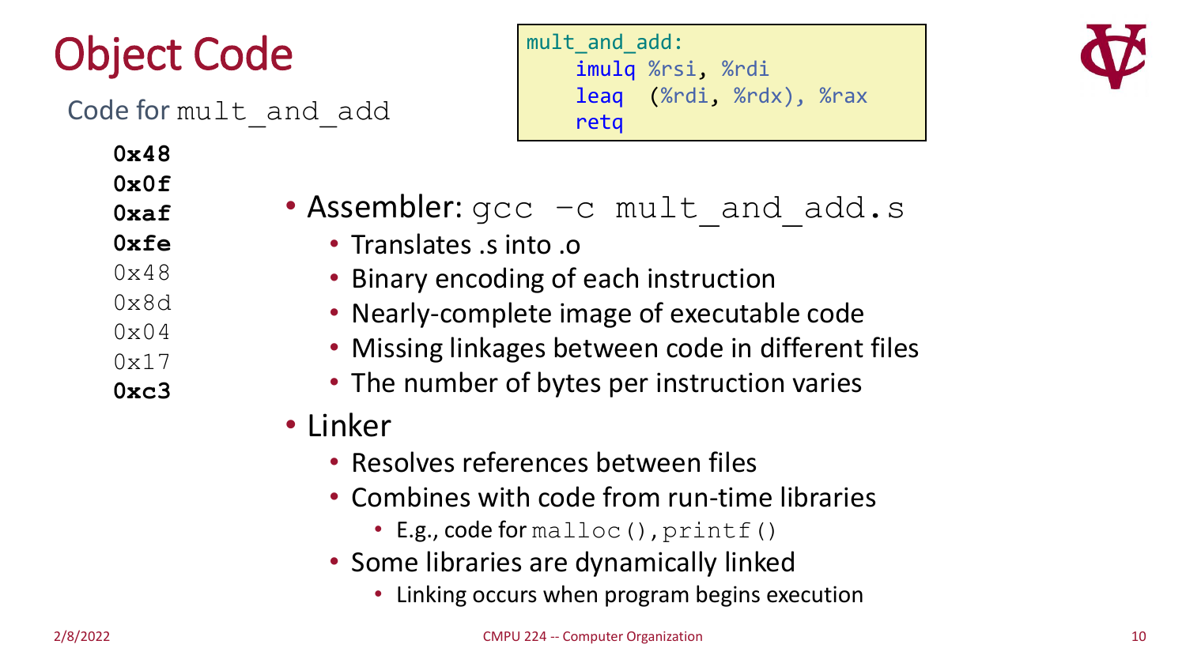# Object Code

Code for `mult_and_add`

**0x48**
**0x0f**
**0xaf**
**0xfe**
0x48
0x8d
0x04
0x17
**0xc3**

```
mult_and_add:
    imulq %rsi, %rdi
    leaq  (%rdi, %rdx), %rax
    retq
```

- Assembler: `gcc -c mult_and_add.s`
  - Translates .s into .o
  - Binary encoding of each instruction
  - Nearly-complete image of executable code
  - Missing linkages between code in different files
  - The number of bytes per instruction varies
- Linker
  - Resolves references between files
  - Combines with code from run-time libraries
    - E.g., code for `malloc()`, `printf()`
  - Some libraries are dynamically linked
    - Linking occurs when program begins execution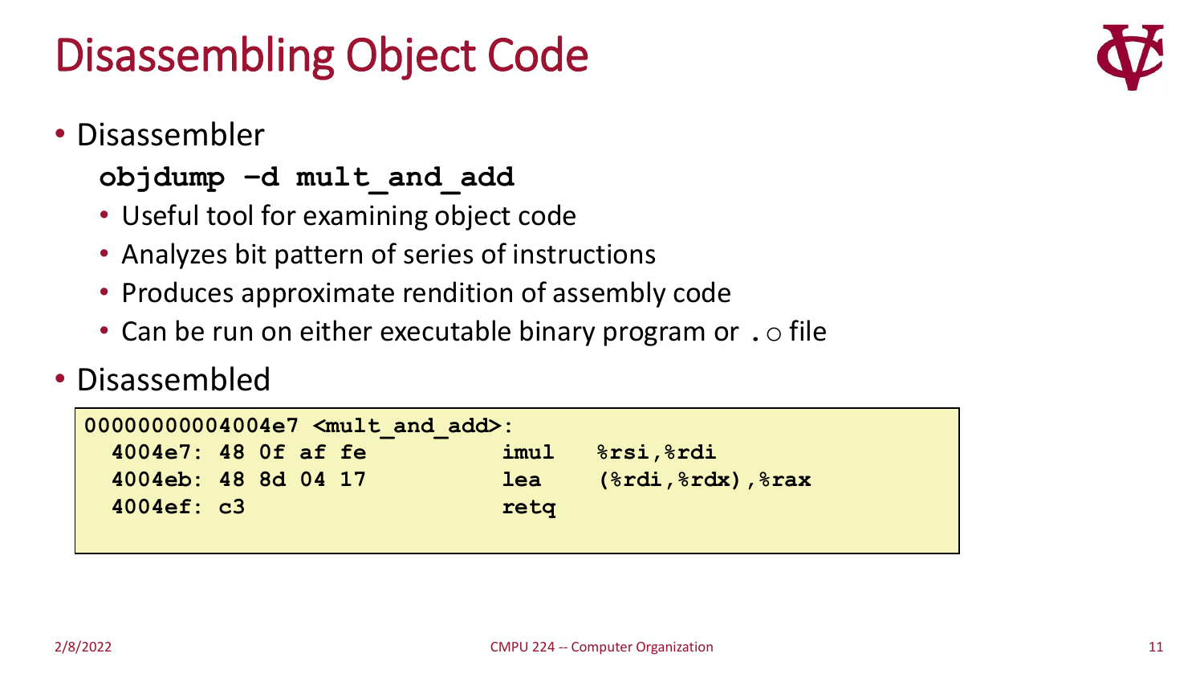# Disassembling Object Code

- Disassembler

  **`objdump –d mult_and_add`**

  - Useful tool for examining object code
  - Analyzes bit pattern of series of instructions
  - Produces approximate rendition of assembly code
  - Can be run on either executable binary program or `.o` file

- Disassembled

```
00000000004004e7 <mult_and_add>:
  4004e7: 48 0f af fe          imul   %rsi,%rdi
  4004eb: 48 8d 04 17          lea    (%rdi,%rdx),%rax
  4004ef: c3                   retq
```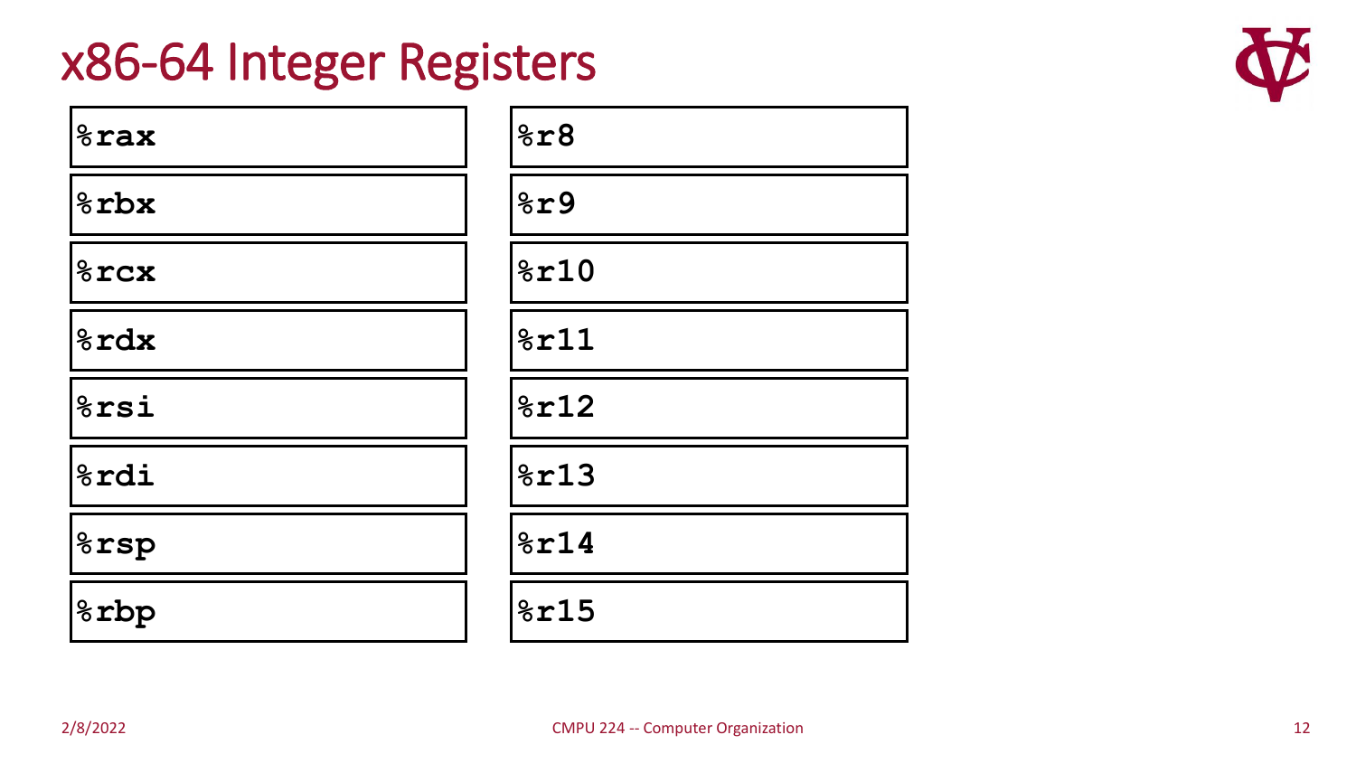# x86-64 Integer Registers

| | |
|---|---|
| **%rax** | **%r8** |
| **%rbx** | **%r9** |
| **%rcx** | **%r10** |
| **%rdx** | **%r11** |
| **%rsi** | **%r12** |
| **%rdi** | **%r13** |
| **%rsp** | **%r14** |
| **%rbp** | **%r15** |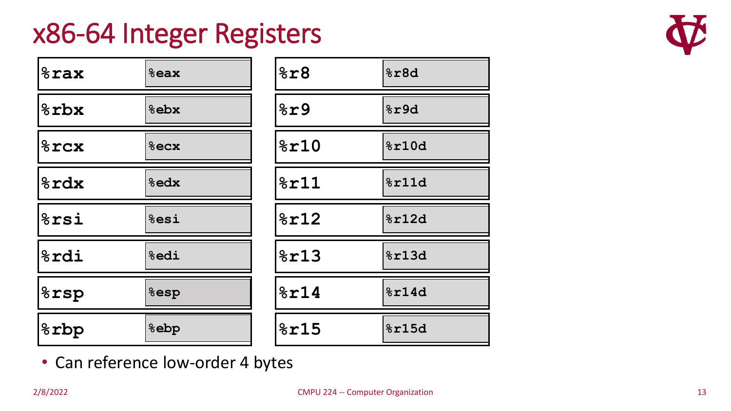# x86-64 Integer Registers

| 64-bit | Low-order 4 bytes | 64-bit | Low-order 4 bytes |
|---|---|---|---|
| %rax | %eax | %r8 | %r8d |
| %rbx | %ebx | %r9 | %r9d |
| %rcx | %ecx | %r10 | %r10d |
| %rdx | %edx | %r11 | %r11d |
| %rsi | %esi | %r12 | %r12d |
| %rdi | %edi | %r13 | %r13d |
| %rsp | %esp | %r14 | %r14d |
| %rbp | %ebp | %r15 | %r15d |

- Can reference low-order 4 bytes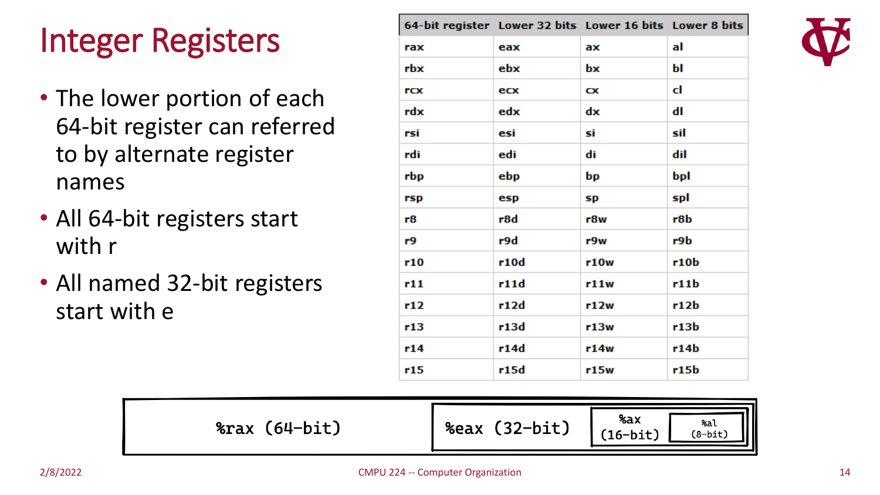# Integer Registers

- The lower portion of each 64-bit register can referred to by alternate register names
- All 64-bit registers start with r
- All named 32-bit registers start with e

| 64-bit register | Lower 32 bits | Lower 16 bits | Lower 8 bits |
|---|---|---|---|
| rax | eax | ax | al |
| rbx | ebx | bx | bl |
| rcx | ecx | cx | cl |
| rdx | edx | dx | dl |
| rsi | esi | si | sil |
| rdi | edi | di | dil |
| rbp | ebp | bp | bpl |
| rsp | esp | sp | spl |
| r8 | r8d | r8w | r8b |
| r9 | r9d | r9w | r9b |
| r10 | r10d | r10w | r10b |
| r11 | r11d | r11w | r11b |
| r12 | r12d | r12w | r12b |
| r13 | r13d | r13w | r13b |
| r14 | r14d | r14w | r14b |
| r15 | r15d | r15w | r15b |

%rax (64-bit) | %eax (32-bit) | %ax (16-bit) | %al (8-bit)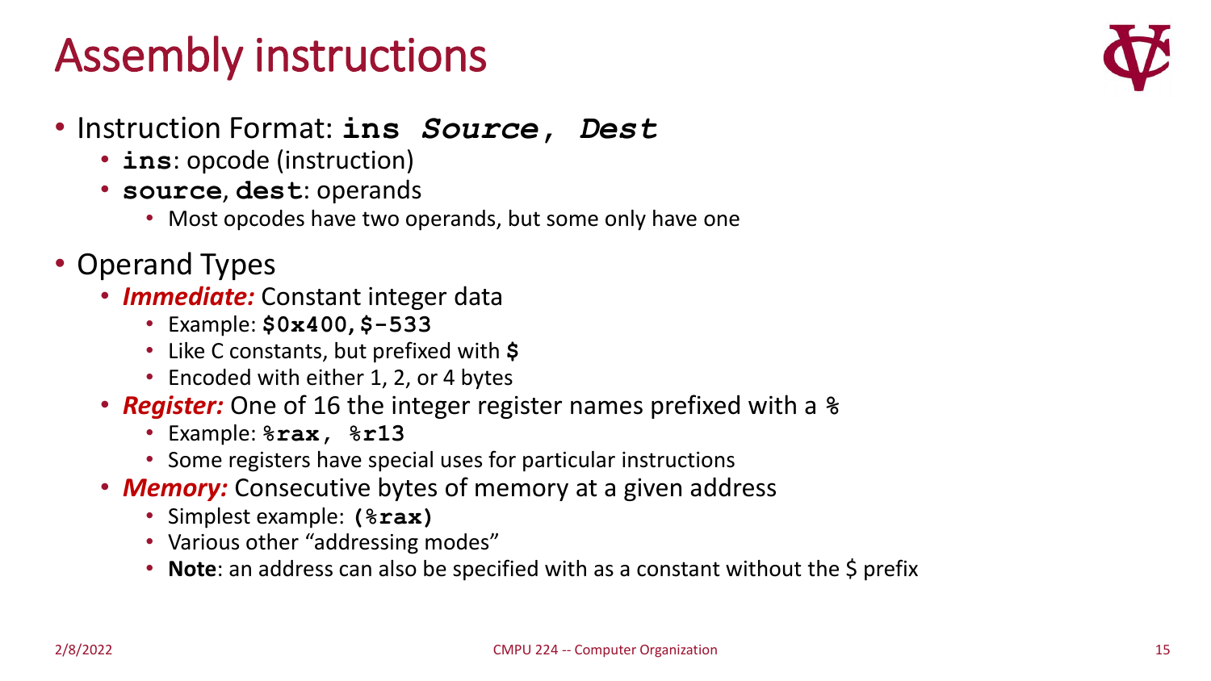# Assembly instructions

- Instruction Format: **`ins`** ***`Source, Dest`***
  - **`ins`**: opcode (instruction)
  - **`source`**, **`dest`**: operands
    - Most opcodes have two operands, but some only have one
- Operand Types
  - ***Immediate:*** Constant integer data
    - Example: **`$0x400, $-533`**
    - Like C constants, but prefixed with **`$`**
    - Encoded with either 1, 2, or 4 bytes
  - ***Register:*** One of 16 the integer register names prefixed with a `%`
    - Example: **`%rax, %r13`**
    - Some registers have special uses for particular instructions
  - ***Memory:*** Consecutive bytes of memory at a given address
    - Simplest example: **`(%rax)`**
    - Various other "addressing modes"
    - **Note**: an address can also be specified with as a constant without the $ prefix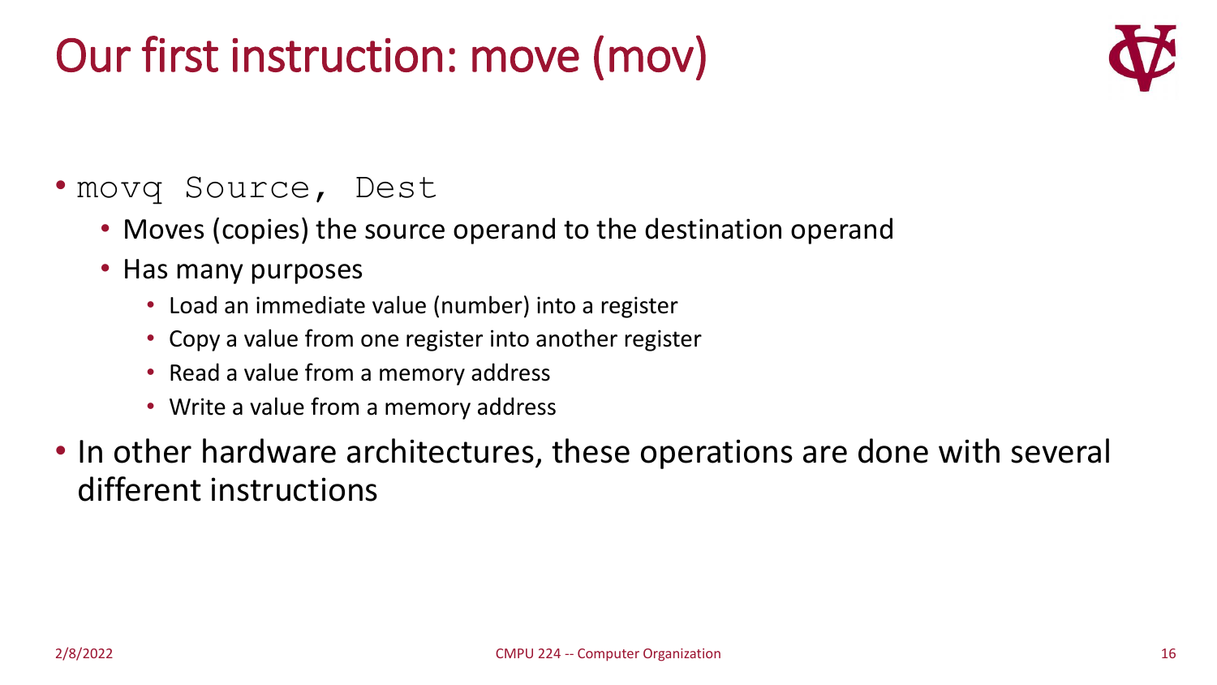# Our first instruction: move (mov)

- `movq Source, Dest`
  - Moves (copies) the source operand to the destination operand
  - Has many purposes
    - Load an immediate value (number) into a register
    - Copy a value from one register into another register
    - Read a value from a memory address
    - Write a value from a memory address
- In other hardware architectures, these operations are done with several different instructions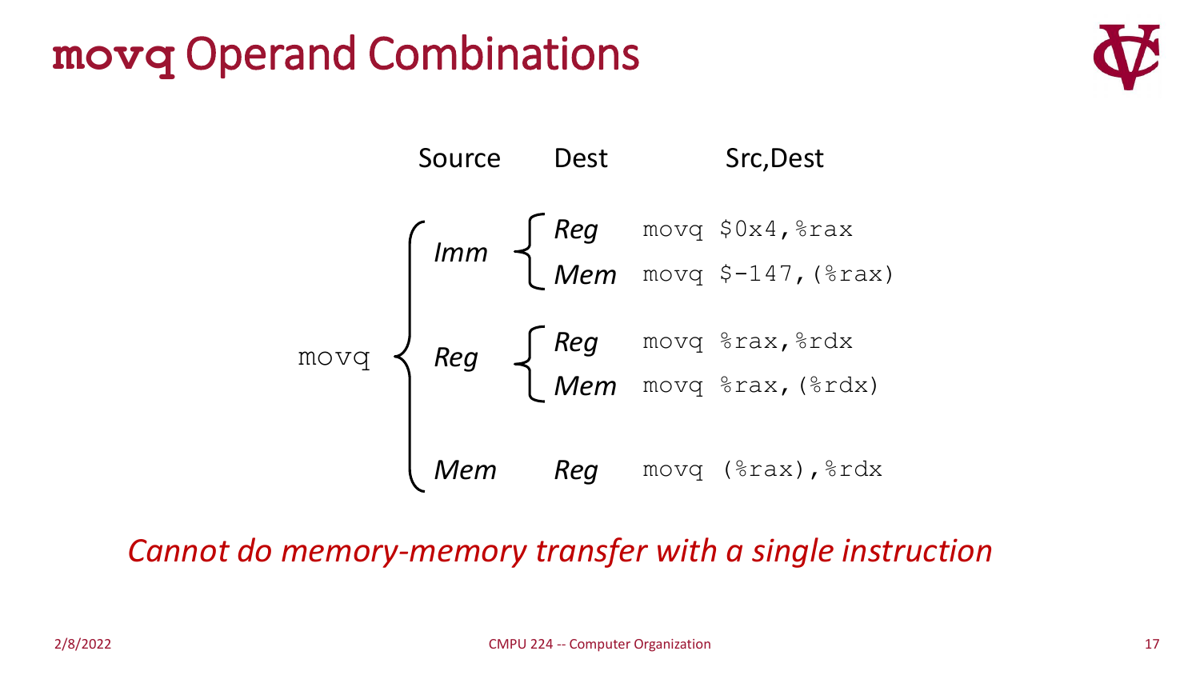# `movq` Operand Combinations

| | Source | Dest | Src,Dest |
|---|---|---|---|
| `movq` | *Imm* | *Reg* | `movq $0x4,%rax` |
| | | *Mem* | `movq $-147,(%rax)` |
| | *Reg* | *Reg* | `movq %rax,%rdx` |
| | | *Mem* | `movq %rax,(%rdx)` |
| | *Mem* | *Reg* | `movq (%rax),%rdx` |

*Cannot do memory-memory transfer with a single instruction*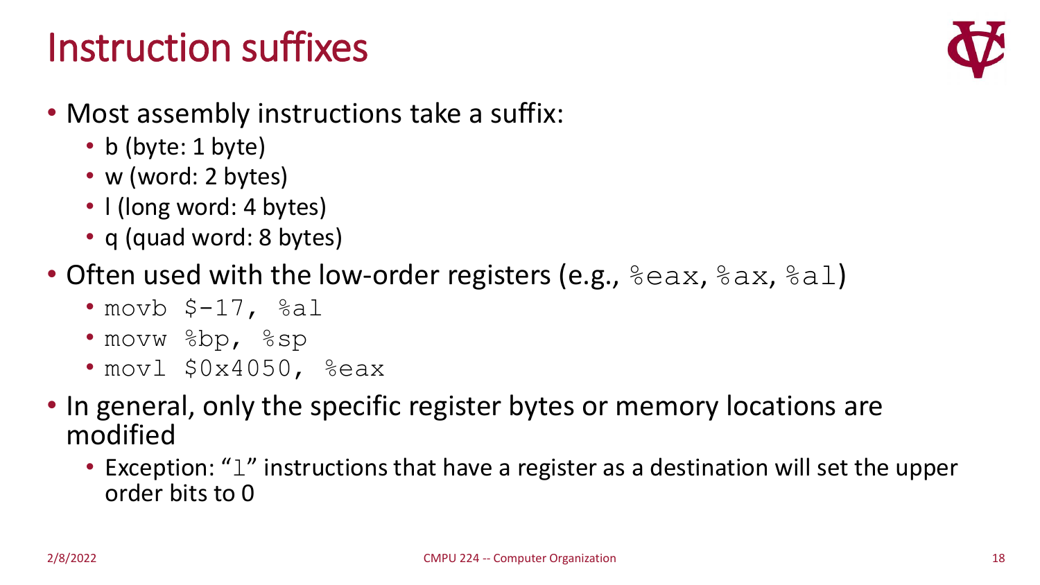# Instruction suffixes

- Most assembly instructions take a suffix:
  - b (byte: 1 byte)
  - w (word: 2 bytes)
  - l (long word: 4 bytes)
  - q (quad word: 8 bytes)
- Often used with the low-order registers (e.g., `%eax`, `%ax`, `%al`)
  - `movb $-17, %al`
  - `movw %bp, %sp`
  - `movl $0x4050, %eax`
- In general, only the specific register bytes or memory locations are modified
  - Exception: "`l`" instructions that have a register as a destination will set the upper order bits to 0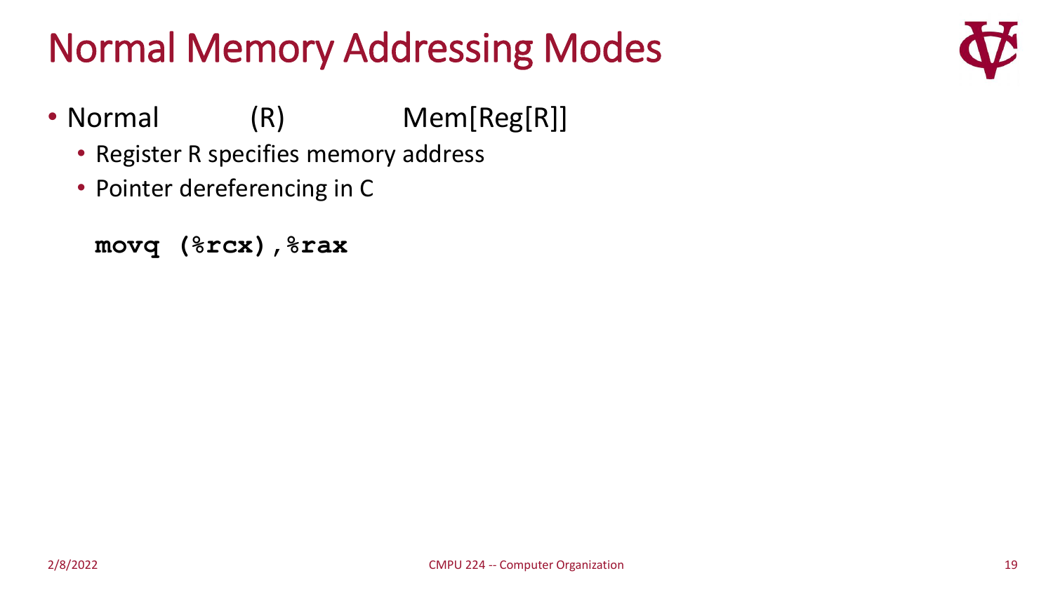# Normal Memory Addressing Modes

- Normal (R) Mem[Reg[R]]
  - Register R specifies memory address
  - Pointer dereferencing in C

```
movq (%rcx),%rax
```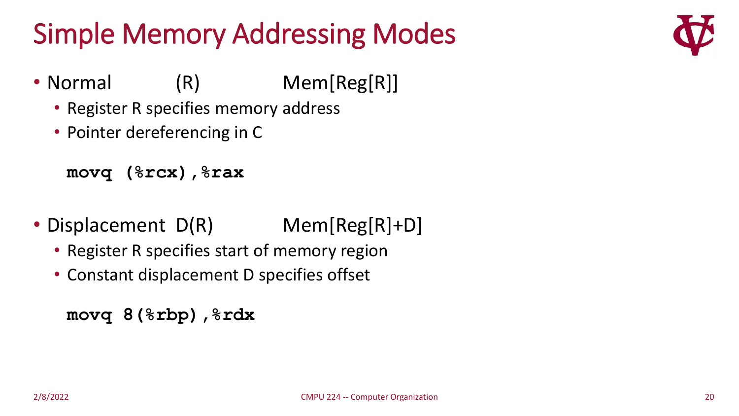# Simple Memory Addressing Modes

- Normal (R) Mem[Reg[R]]
  - Register R specifies memory address
  - Pointer dereferencing in C

```
movq (%rcx),%rax
```

- Displacement D(R) Mem[Reg[R]+D]
  - Register R specifies start of memory region
  - Constant displacement D specifies offset

```
movq 8(%rbp),%rdx
```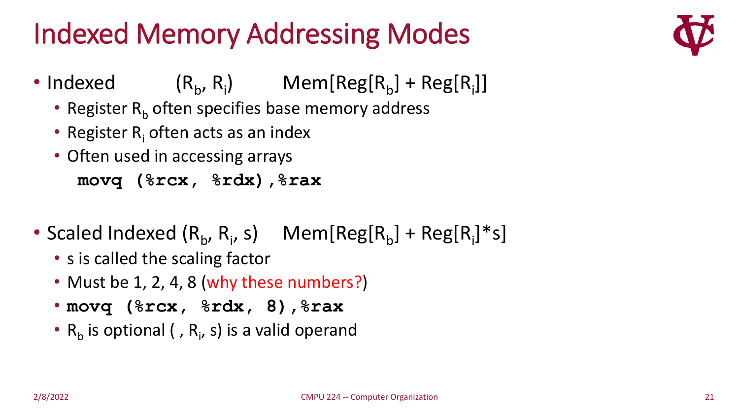# Indexed Memory Addressing Modes

- Indexed $(R_b, R_i)$ $\text{Mem}[\text{Reg}[R_b] + \text{Reg}[R_i]]$
  - Register $R_b$ often specifies base memory address
  - Register $R_i$ often acts as an index
  - Often used in accessing arrays

```
movq (%rcx, %rdx),%rax
```

- Scaled Indexed $(R_b, R_i, s)$ $\text{Mem}[\text{Reg}[R_b] + \text{Reg}[R_i]*s]$
  - s is called the scaling factor
  - Must be 1, 2, 4, 8 (why these numbers?)
  - `movq (%rcx, %rdx, 8),%rax`
  - $R_b$ is optional $( , R_i, s)$ is a valid operand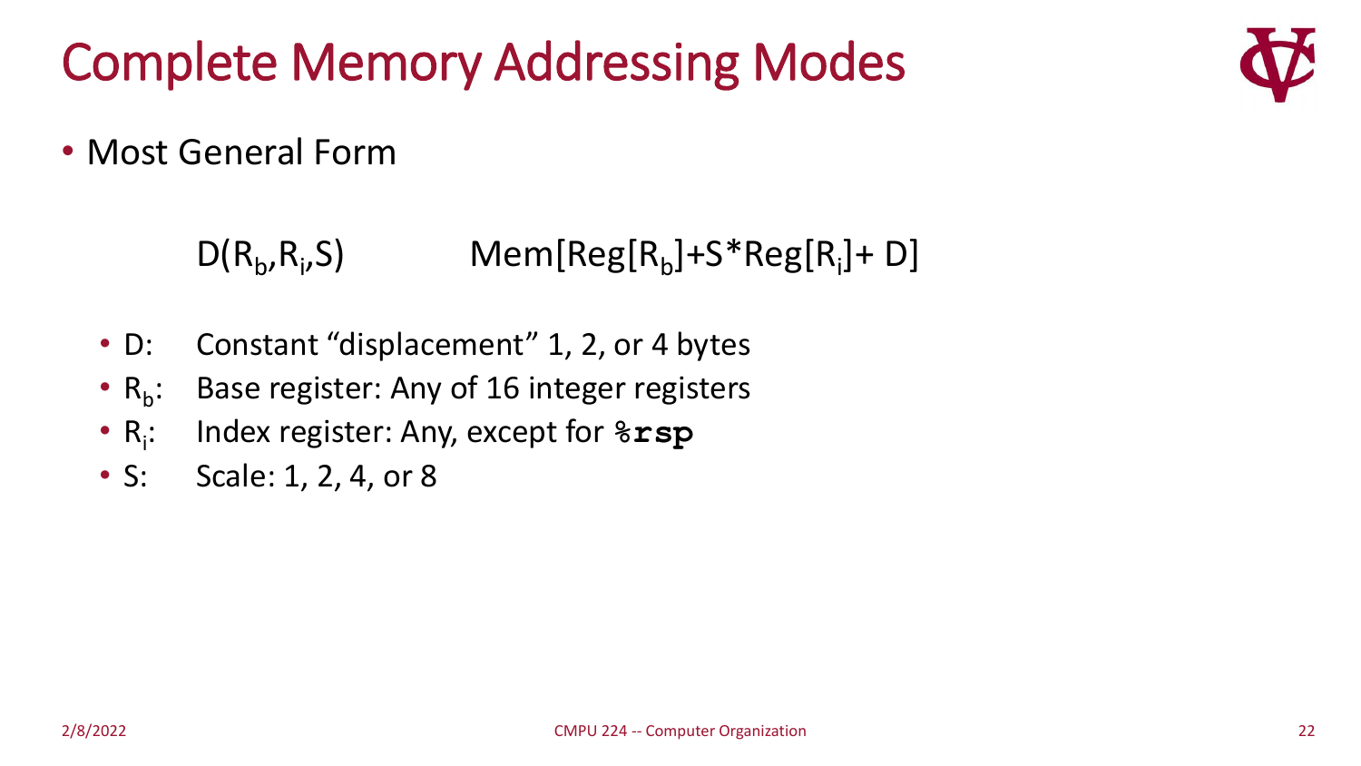# Complete Memory Addressing Modes

- Most General Form

$D(R_b,R_i,S)$ Mem[Reg[$R_b$]+S*Reg[$R_i$]+ D]

- D: Constant "displacement" 1, 2, or 4 bytes
- $R_b$: Base register: Any of 16 integer registers
- $R_i$: Index register: Any, except for **`%rsp`**
- S: Scale: 1, 2, 4, or 8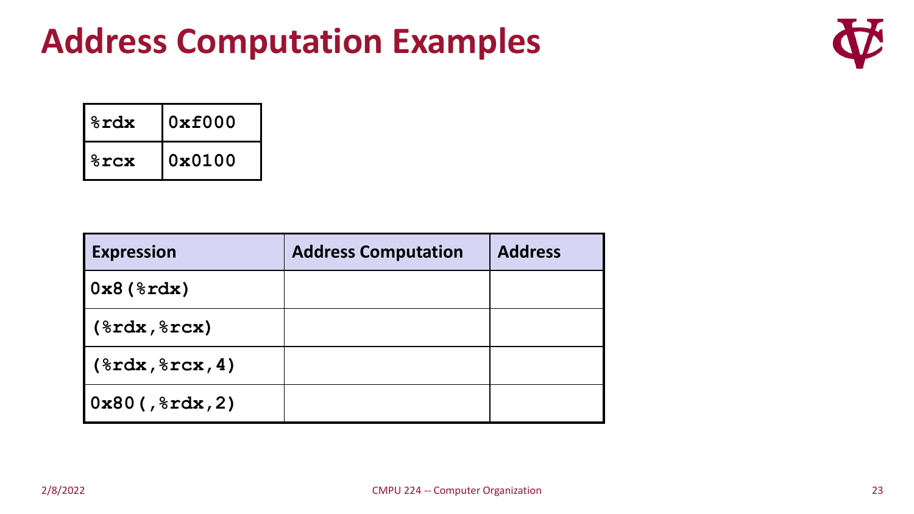# Address Computation Examples

| %rdx | 0xf000 |
|---|---|
| %rcx | 0x0100 |

| Expression | Address Computation | Address |
|---|---|---|
| 0x8(%rdx) | | |
| (%rdx,%rcx) | | |
| (%rdx,%rcx,4) | | |
| 0x80(,%rdx,2) | | |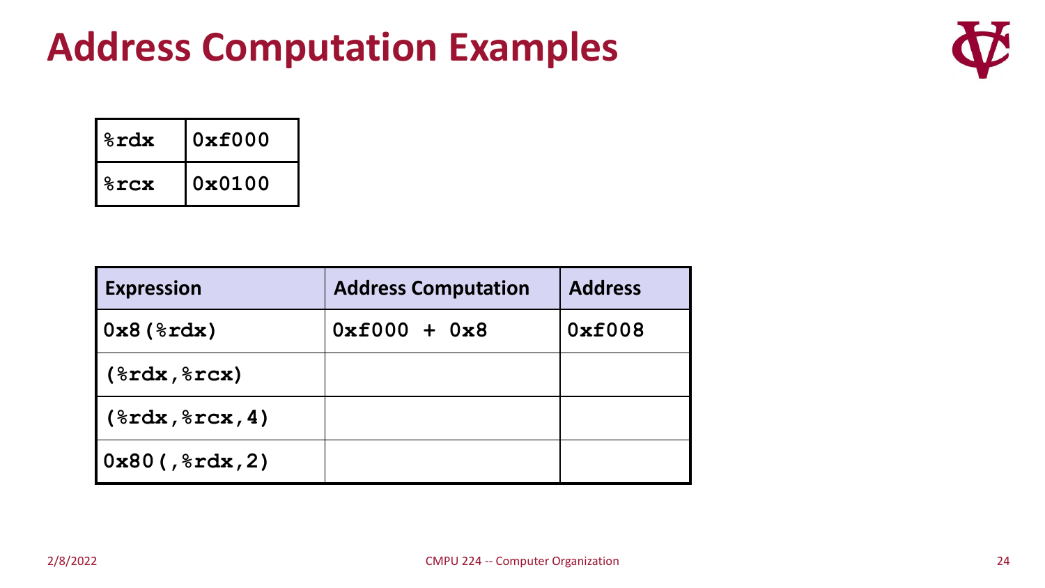# Address Computation Examples

| %rdx | 0xf000 |
|---|---|
| %rcx | 0x0100 |

| Expression | Address Computation | Address |
|---|---|---|
| 0x8(%rdx) | 0xf000 + 0x8 | 0xf008 |
| (%rdx,%rcx) | | |
| (%rdx,%rcx,4) | | |
| 0x80(,%rdx,2) | | |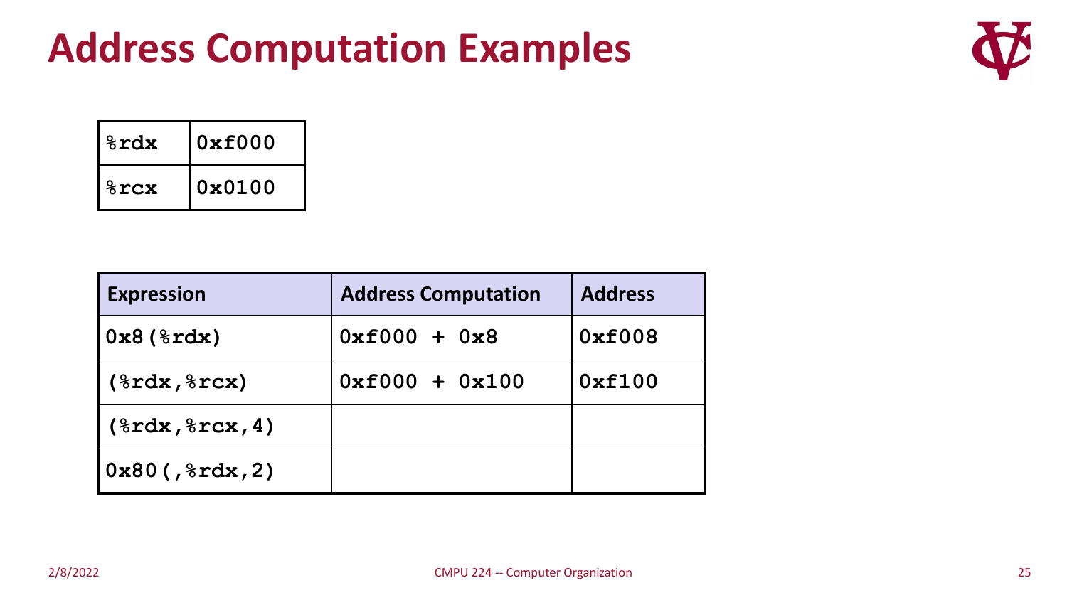# Address Computation Examples

| %rdx | 0xf000 |
|---|---|
| %rcx | 0x0100 |

| Expression | Address Computation | Address |
|---|---|---|
| `0x8(%rdx)` | `0xf000 + 0x8` | `0xf008` |
| `(%rdx,%rcx)` | `0xf000 + 0x100` | `0xf100` |
| `(%rdx,%rcx,4)` | | |
| `0x80(,%rdx,2)` | | |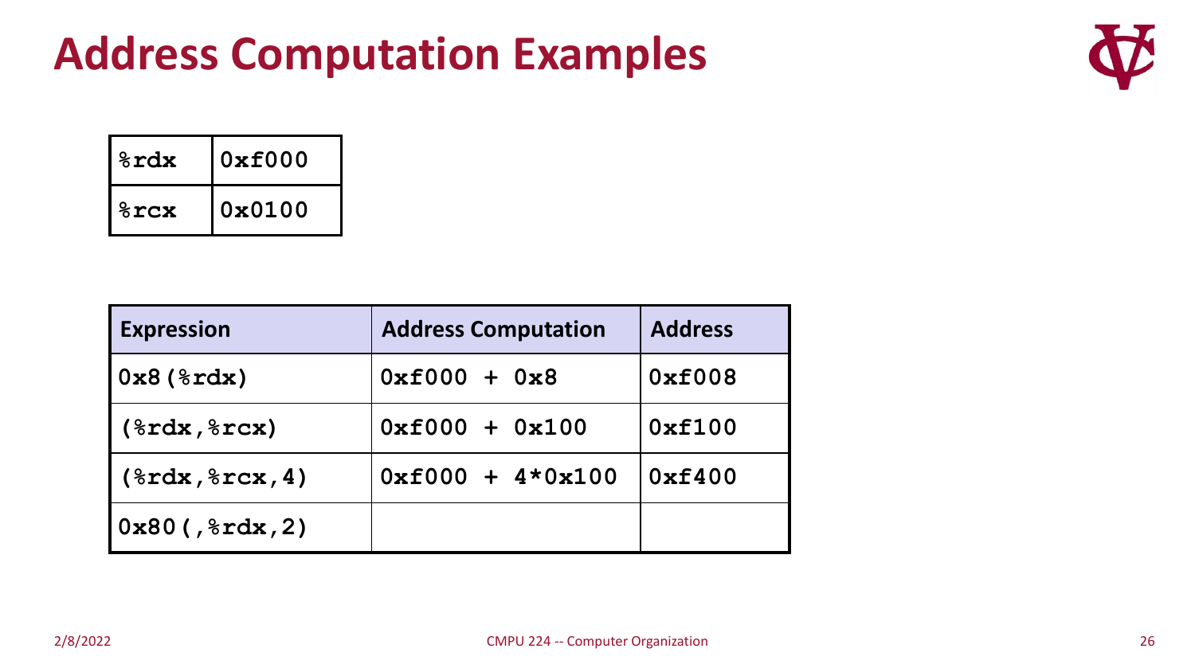# Address Computation Examples

| %rdx | 0xf000 |
|---|---|
| %rcx | 0x0100 |

| Expression | Address Computation | Address |
|---|---|---|
| 0x8(%rdx) | 0xf000 + 0x8 | 0xf008 |
| (%rdx,%rcx) | 0xf000 + 0x100 | 0xf100 |
| (%rdx,%rcx,4) | 0xf000 + 4*0x100 | 0xf400 |
| 0x80(,%rdx,2) | | |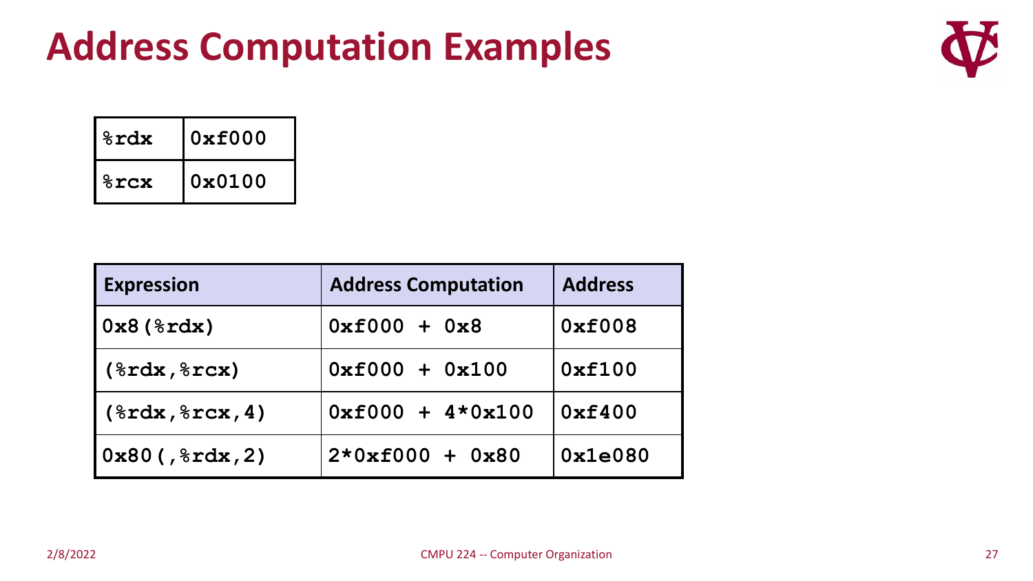# Address Computation Examples

| | |
|---|---|
| %rdx | 0xf000 |
| %rcx | 0x0100 |

| Expression | Address Computation | Address |
|---|---|---|
| 0x8(%rdx) | 0xf000 + 0x8 | 0xf008 |
| (%rdx,%rcx) | 0xf000 + 0x100 | 0xf100 |
| (%rdx,%rcx,4) | 0xf000 + 4*0x100 | 0xf400 |
| 0x80(,%rdx,2) | 2*0xf000 + 0x80 | 0x1e080 |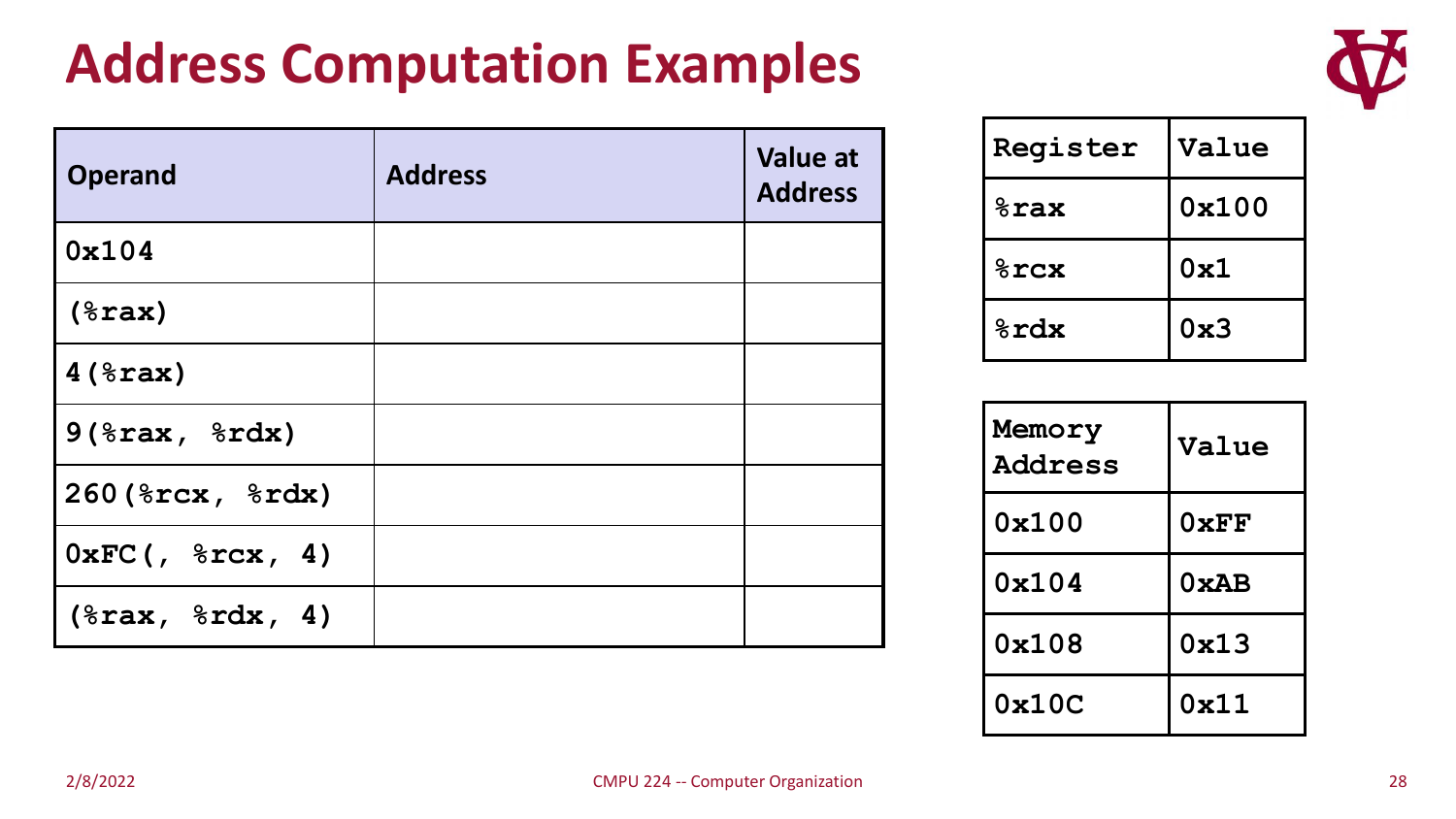# Address Computation Examples

| Operand | Address | Value at Address |
|---|---|---|
| `0x104` | | |
| `(%rax)` | | |
| `4(%rax)` | | |
| `9(%rax, %rdx)` | | |
| `260(%rcx, %rdx)` | | |
| `0xFC(, %rcx, 4)` | | |
| `(%rax, %rdx, 4)` | | |

| Register | Value |
|---|---|
| `%rax` | `0x100` |
| `%rcx` | `0x1` |
| `%rdx` | `0x3` |

| Memory Address | Value |
|---|---|
| `0x100` | `0xFF` |
| `0x104` | `0xAB` |
| `0x108` | `0x13` |
| `0x10C` | `0x11` |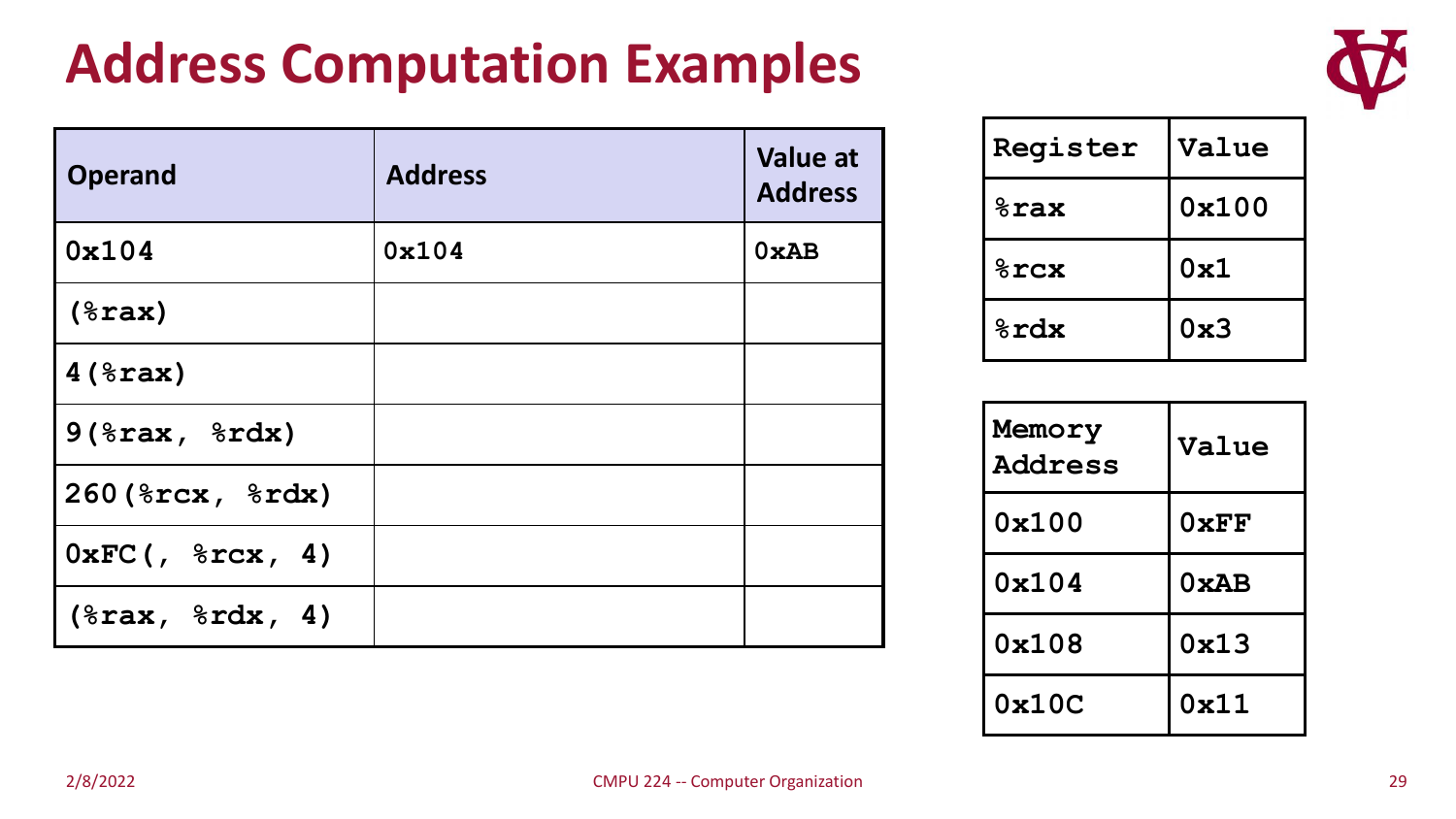# Address Computation Examples

| Operand | Address | Value at Address |
|---|---|---|
| `0x104` | `0x104` | `0xAB` |
| `(%rax)` | | |
| `4(%rax)` | | |
| `9(%rax, %rdx)` | | |
| `260(%rcx, %rdx)` | | |
| `0xFC(, %rcx, 4)` | | |
| `(%rax, %rdx, 4)` | | |

| Register | Value |
|---|---|
| `%rax` | `0x100` |
| `%rcx` | `0x1` |
| `%rdx` | `0x3` |

| Memory Address | Value |
|---|---|
| `0x100` | `0xFF` |
| `0x104` | `0xAB` |
| `0x108` | `0x13` |
| `0x10C` | `0x11` |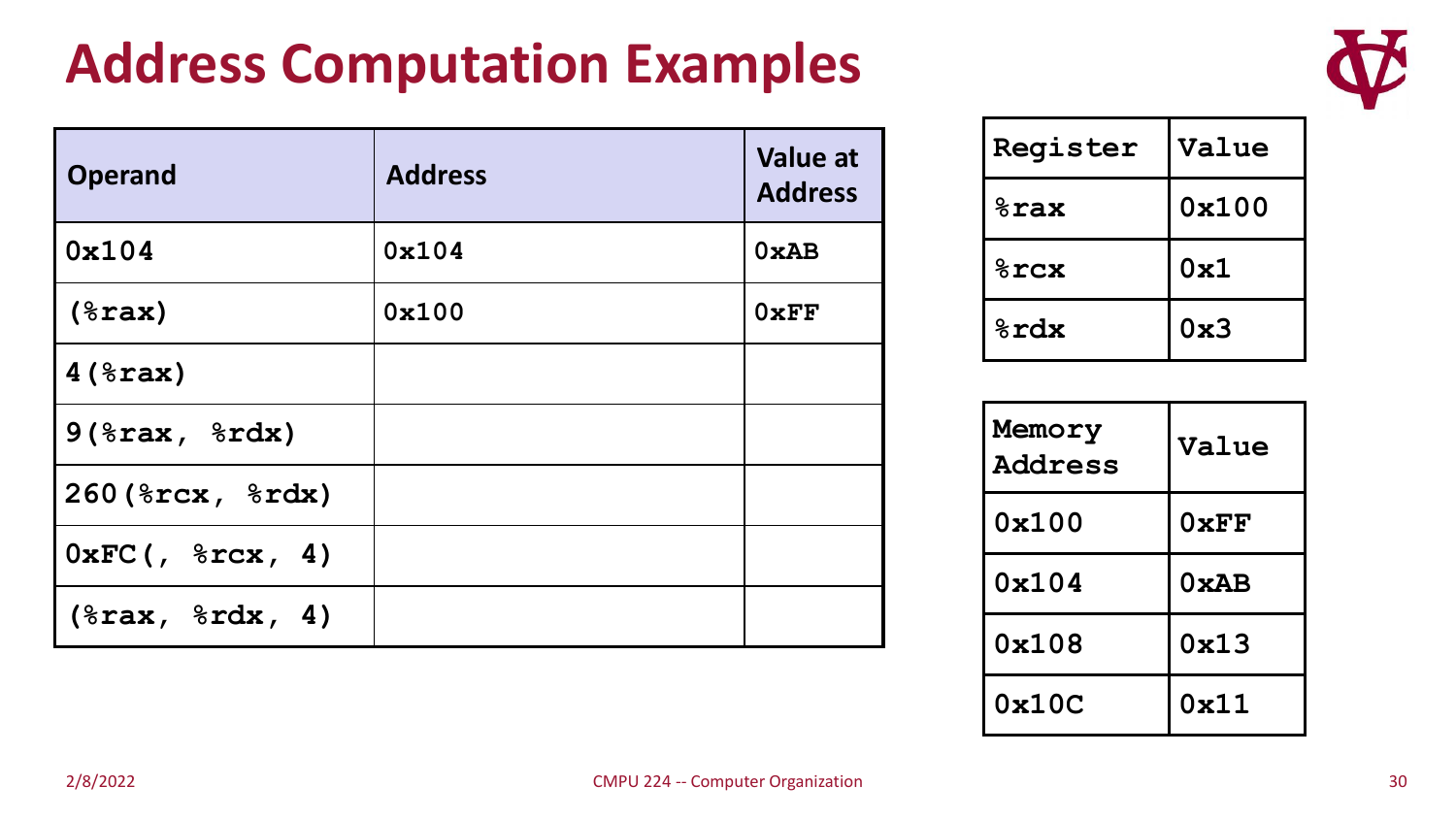# Address Computation Examples

| Operand | Address | Value at Address |
|---|---|---|
| 0x104 | 0x104 | 0xAB |
| (%rax) | 0x100 | 0xFF |
| 4(%rax) | | |
| 9(%rax, %rdx) | | |
| 260(%rcx, %rdx) | | |
| 0xFC(, %rcx, 4) | | |
| (%rax, %rdx, 4) | | |

| Register | Value |
|---|---|
| %rax | 0x100 |
| %rcx | 0x1 |
| %rdx | 0x3 |

| Memory Address | Value |
|---|---|
| 0x100 | 0xFF |
| 0x104 | 0xAB |
| 0x108 | 0x13 |
| 0x10C | 0x11 |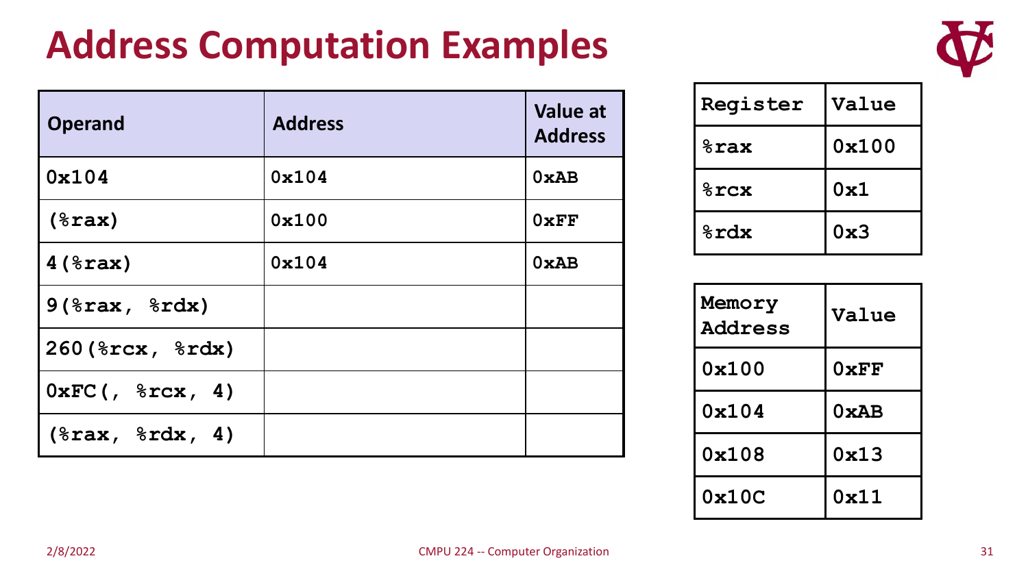# Address Computation Examples

| Operand | Address | Value at Address |
|---|---|---|
| `0x104` | `0x104` | `0xAB` |
| `(%rax)` | `0x100` | `0xFF` |
| `4(%rax)` | `0x104` | `0xAB` |
| `9(%rax, %rdx)` | | |
| `260(%rcx, %rdx)` | | |
| `0xFC(, %rcx, 4)` | | |
| `(%rax, %rdx, 4)` | | |

| Register | Value |
|---|---|
| `%rax` | `0x100` |
| `%rcx` | `0x1` |
| `%rdx` | `0x3` |

| Memory Address | Value |
|---|---|
| `0x100` | `0xFF` |
| `0x104` | `0xAB` |
| `0x108` | `0x13` |
| `0x10C` | `0x11` |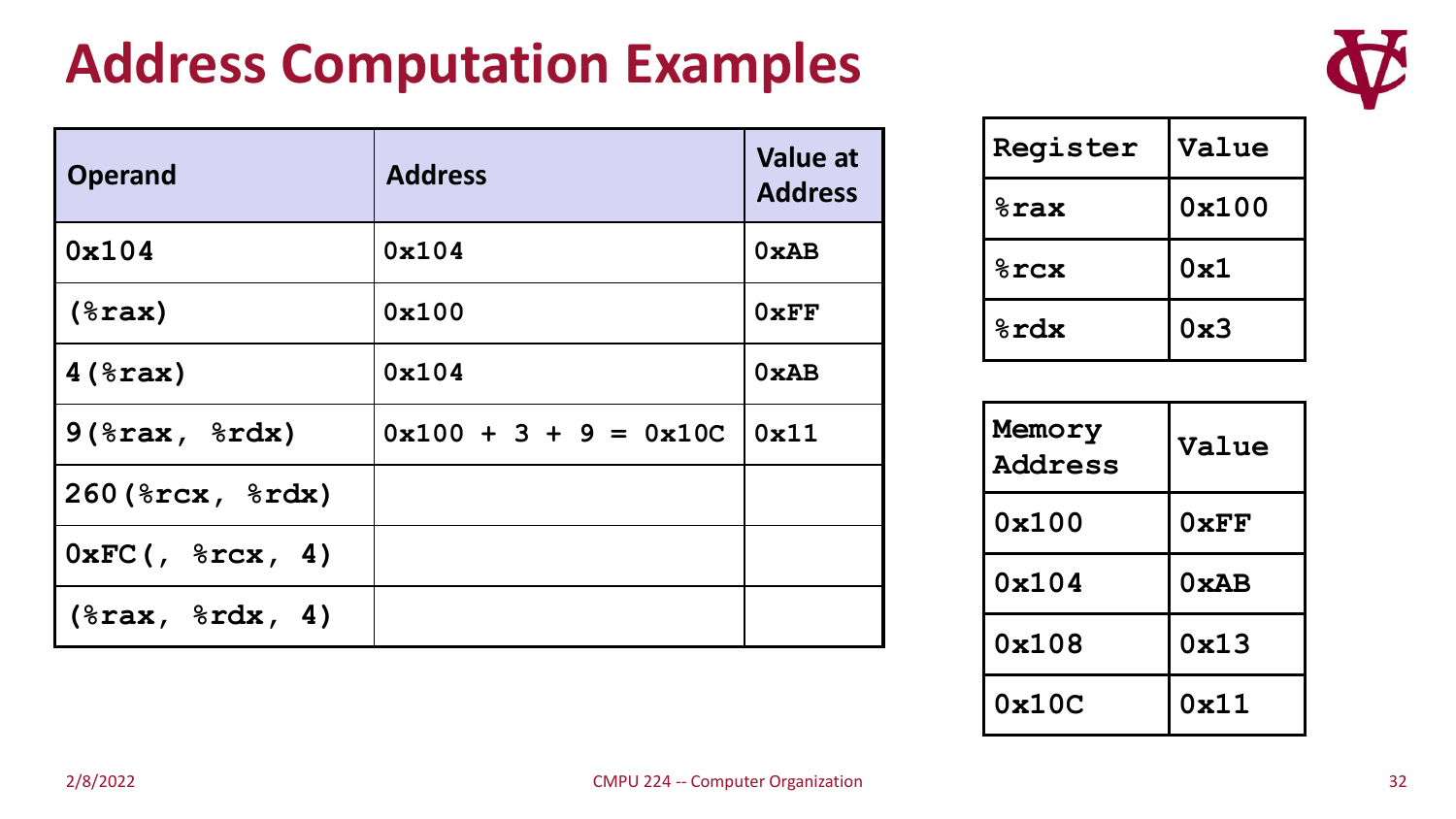# Address Computation Examples

| Operand | Address | Value at Address |
|---|---|---|
| 0x104 | 0x104 | 0xAB |
| (%rax) | 0x100 | 0xFF |
| 4(%rax) | 0x104 | 0xAB |
| 9(%rax, %rdx) | 0x100 + 3 + 9 = 0x10C | 0x11 |
| 260(%rcx, %rdx) | | |
| 0xFC(, %rcx, 4) | | |
| (%rax, %rdx, 4) | | |

| Register | Value |
|---|---|
| %rax | 0x100 |
| %rcx | 0x1 |
| %rdx | 0x3 |

| Memory Address | Value |
|---|---|
| 0x100 | 0xFF |
| 0x104 | 0xAB |
| 0x108 | 0x13 |
| 0x10C | 0x11 |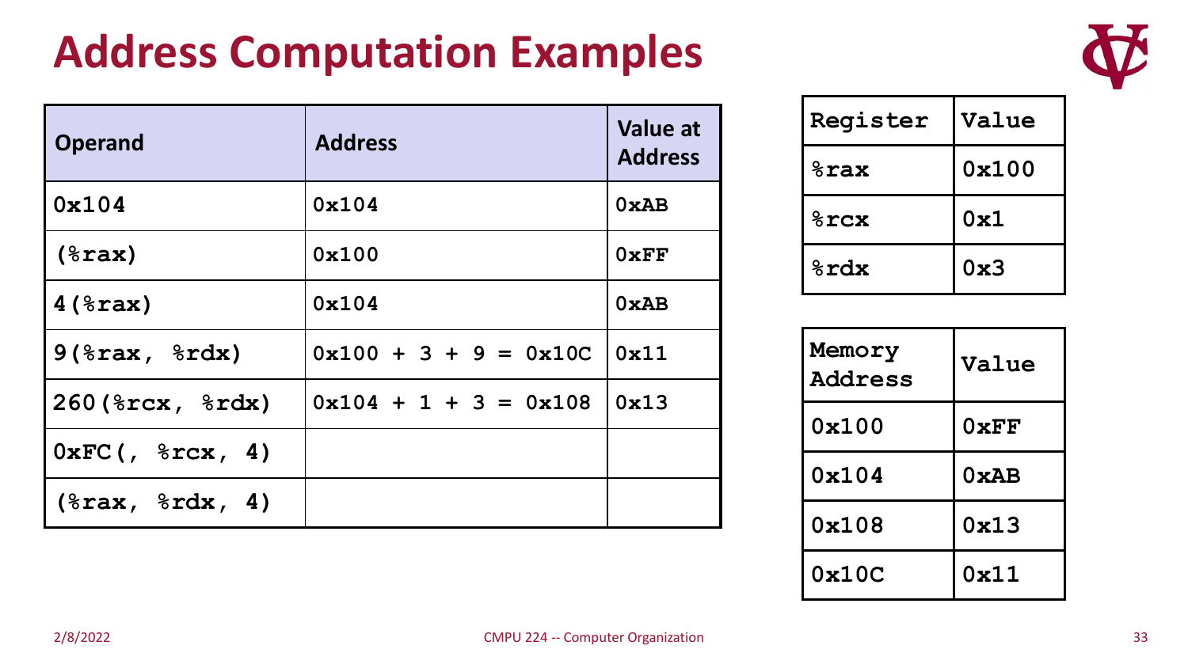# Address Computation Examples

| Operand | Address | Value at Address |
|---|---|---|
| `0x104` | `0x104` | `0xAB` |
| `(%rax)` | `0x100` | `0xFF` |
| `4(%rax)` | `0x104` | `0xAB` |
| `9(%rax, %rdx)` | `0x100 + 3 + 9 = 0x10C` | `0x11` |
| `260(%rcx, %rdx)` | `0x104 + 1 + 3 = 0x108` | `0x13` |
| `0xFC(, %rcx, 4)` | | |
| `(%rax, %rdx, 4)` | | |

| Register | Value |
|---|---|
| `%rax` | `0x100` |
| `%rcx` | `0x1` |
| `%rdx` | `0x3` |

| Memory Address | Value |
|---|---|
| `0x100` | `0xFF` |
| `0x104` | `0xAB` |
| `0x108` | `0x13` |
| `0x10C` | `0x11` |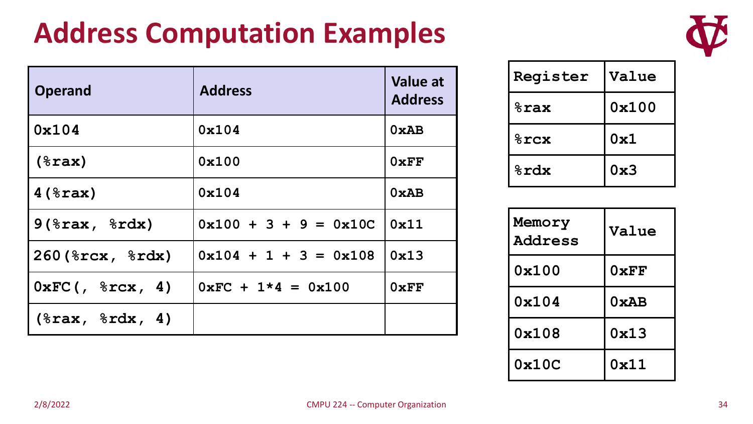# Address Computation Examples

| Operand | Address | Value at Address |
|---|---|---|
| 0x104 | 0x104 | 0xAB |
| (%rax) | 0x100 | 0xFF |
| 4(%rax) | 0x104 | 0xAB |
| 9(%rax, %rdx) | 0x100 + 3 + 9 = 0x10C | 0x11 |
| 260(%rcx, %rdx) | 0x104 + 1 + 3 = 0x108 | 0x13 |
| 0xFC(, %rcx, 4) | 0xFC + 1*4 = 0x100 | 0xFF |
| (%rax, %rdx, 4) | | |

| Register | Value |
|---|---|
| %rax | 0x100 |
| %rcx | 0x1 |
| %rdx | 0x3 |

| Memory Address | Value |
|---|---|
| 0x100 | 0xFF |
| 0x104 | 0xAB |
| 0x108 | 0x13 |
| 0x10C | 0x11 |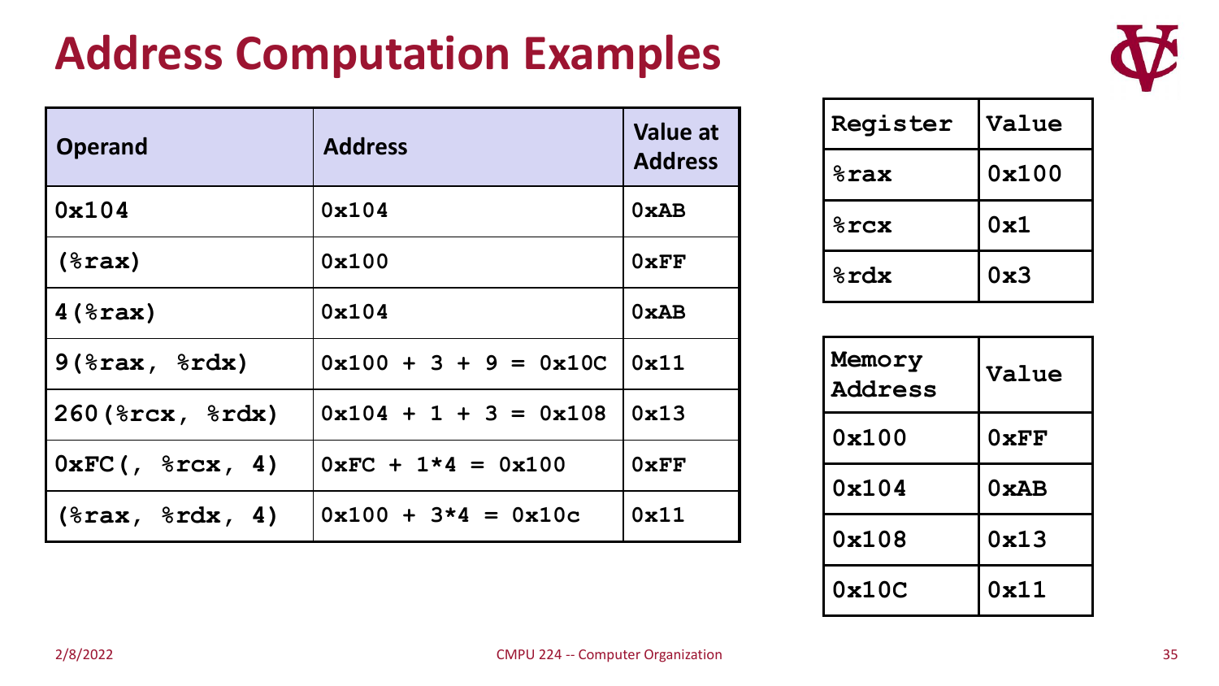# Address Computation Examples

| Operand | Address | Value at Address |
|---|---|---|
| `0x104` | `0x104` | `0xAB` |
| `(%rax)` | `0x100` | `0xFF` |
| `4(%rax)` | `0x104` | `0xAB` |
| `9(%rax, %rdx)` | `0x100 + 3 + 9 = 0x10C` | `0x11` |
| `260(%rcx, %rdx)` | `0x104 + 1 + 3 = 0x108` | `0x13` |
| `0xFC(, %rcx, 4)` | `0xFC + 1*4 = 0x100` | `0xFF` |
| `(%rax, %rdx, 4)` | `0x100 + 3*4 = 0x10c` | `0x11` |

| Register | Value |
|---|---|
| `%rax` | `0x100` |
| `%rcx` | `0x1` |
| `%rdx` | `0x3` |

| Memory Address | Value |
|---|---|
| `0x100` | `0xFF` |
| `0x104` | `0xAB` |
| `0x108` | `0x13` |
| `0x10C` | `0x11` |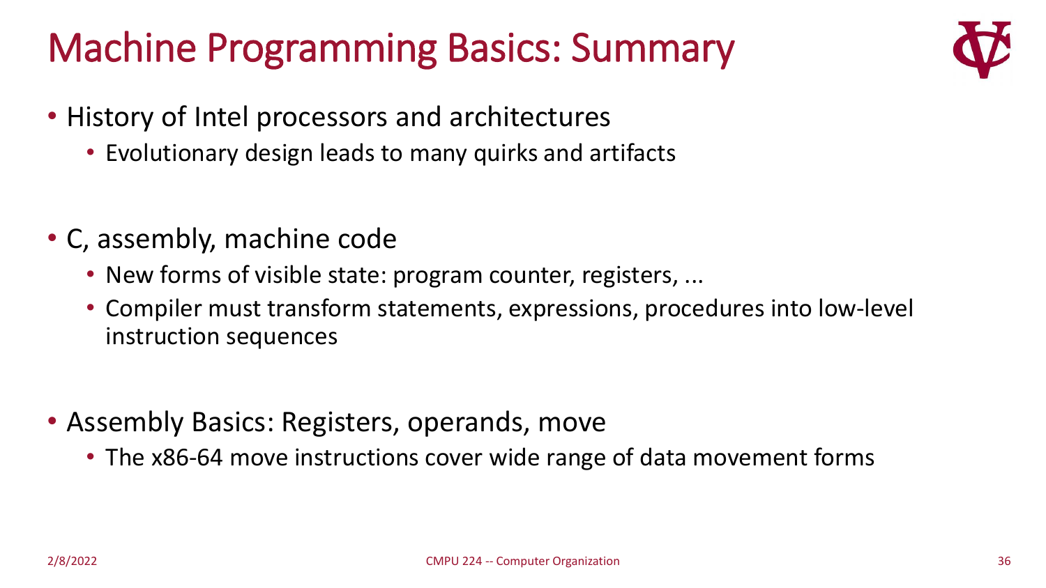# Machine Programming Basics: Summary

- History of Intel processors and architectures
  - Evolutionary design leads to many quirks and artifacts
- C, assembly, machine code
  - New forms of visible state: program counter, registers, ...
  - Compiler must transform statements, expressions, procedures into low-level instruction sequences
- Assembly Basics: Registers, operands, move
  - The x86-64 move instructions cover wide range of data movement forms